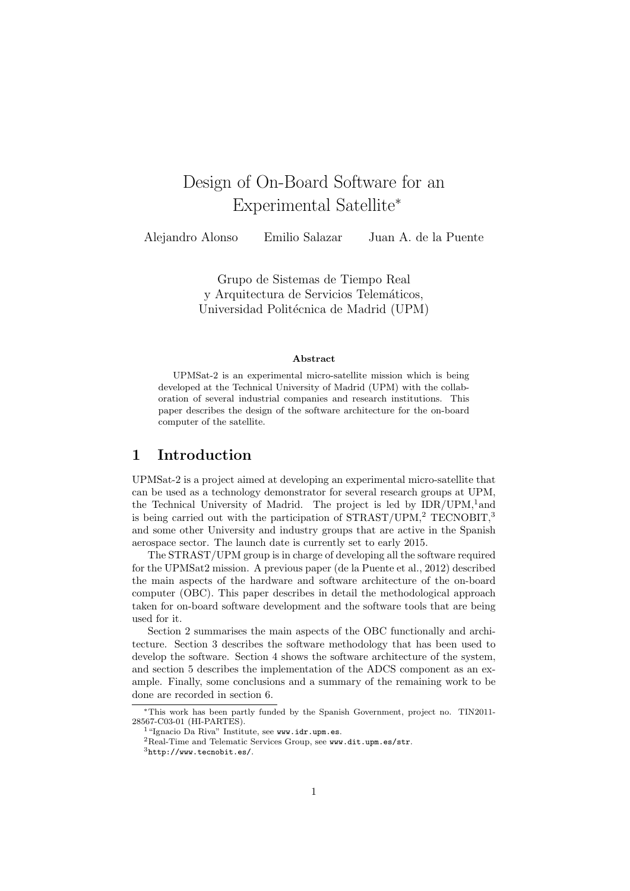# Design of On-Board Software for an Experimental Satellite*

Alejandro Alonso  Emilio Salazar  Juan A. de la Puente

Grupo de Sistemas de Tiempo Real
y Arquitectura de Servicios Telemáticos,
Universidad Politécnica de Madrid (UPM)

**Abstract**

UPMSat-2 is an experimental micro-satellite mission which is being developed at the Technical University of Madrid (UPM) with the collaboration of several industrial companies and research institutions. This paper describes the design of the software architecture for the on-board computer of the satellite.

## 1 Introduction

UPMSat-2 is a project aimed at developing an experimental micro-satellite that can be used as a technology demonstrator for several research groups at UPM, the Technical University of Madrid. The project is led by IDR/UPM,[1]and is being carried out with the participation of STRAST/UPM,[2] TECNOBIT,[3] and some other University and industry groups that are active in the Spanish aerospace sector. The launch date is currently set to early 2015.

The STRAST/UPM group is in charge of developing all the software required for the UPMSat2 mission. A previous paper (de la Puente et al., 2012) described the main aspects of the hardware and software architecture of the on-board computer (OBC). This paper describes in detail the methodological approach taken for on-board software development and the software tools that are being used for it.

Section 2 summarises the main aspects of the OBC functionally and architecture. Section 3 describes the software methodology that has been used to develop the software. Section 4 shows the software architecture of the system, and section 5 describes the implementation of the ADCS component as an example. Finally, some conclusions and a summary of the remaining work to be done are recorded in section 6.

---

*This work has been partly funded by the Spanish Government, project no. TIN2011-28567-C03-01 (HI-PARTES).

[1] "Ignacio Da Riva" Institute, see www.idr.upm.es.

[2] Real-Time and Telematic Services Group, see www.dit.upm.es/str.

[3] http://www.tecnobit.es/.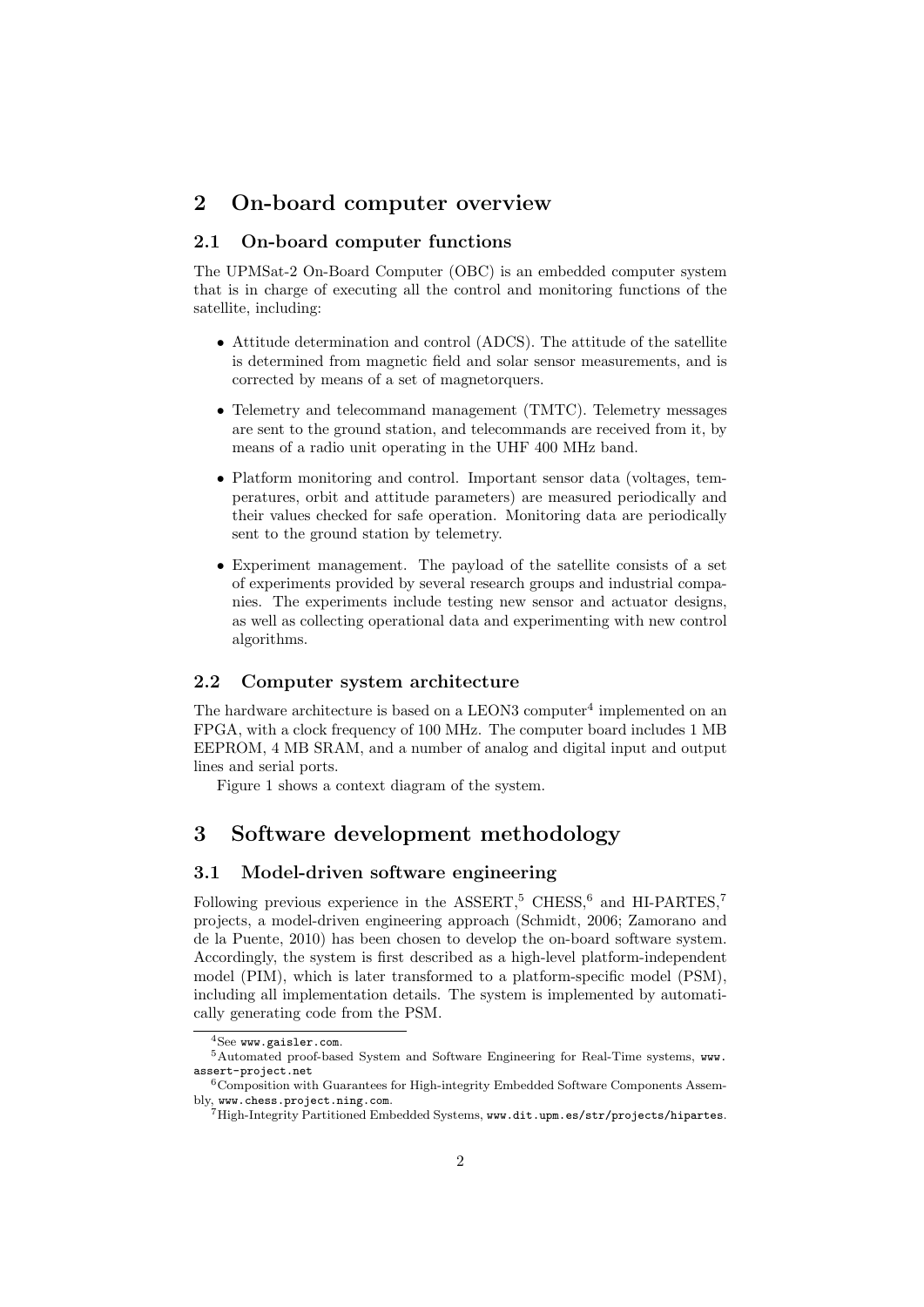## 2 On-board computer overview

### 2.1 On-board computer functions

The UPMSat-2 On-Board Computer (OBC) is an embedded computer system that is in charge of executing all the control and monitoring functions of the satellite, including:

- Attitude determination and control (ADCS). The attitude of the satellite is determined from magnetic field and solar sensor measurements, and is corrected by means of a set of magnetorquers.
- Telemetry and telecommand management (TMTC). Telemetry messages are sent to the ground station, and telecommands are received from it, by means of a radio unit operating in the UHF 400 MHz band.
- Platform monitoring and control. Important sensor data (voltages, temperatures, orbit and attitude parameters) are measured periodically and their values checked for safe operation. Monitoring data are periodically sent to the ground station by telemetry.
- Experiment management. The payload of the satellite consists of a set of experiments provided by several research groups and industrial companies. The experiments include testing new sensor and actuator designs, as well as collecting operational data and experimenting with new control algorithms.

### 2.2 Computer system architecture

The hardware architecture is based on a LEON3 computer[4] implemented on an FPGA, with a clock frequency of 100 MHz. The computer board includes 1 MB EEPROM, 4 MB SRAM, and a number of analog and digital input and output lines and serial ports.

Figure 1 shows a context diagram of the system.

## 3 Software development methodology

### 3.1 Model-driven software engineering

Following previous experience in the ASSERT,[5] CHESS,[6] and HI-PARTES,[7] projects, a model-driven engineering approach (Schmidt, 2006; Zamorano and de la Puente, 2010) has been chosen to develop the on-board software system. Accordingly, the system is first described as a high-level platform-independent model (PIM), which is later transformed to a platform-specific model (PSM), including all implementation details. The system is implemented by automatically generating code from the PSM.

[4] See www.gaisler.com.

[5] Automated proof-based System and Software Engineering for Real-Time systems, www.assert-project.net

[6] Composition with Guarantees for High-integrity Embedded Software Components Assembly, www.chess.project.ning.com.

[7] High-Integrity Partitioned Embedded Systems, www.dit.upm.es/str/projects/hipartes.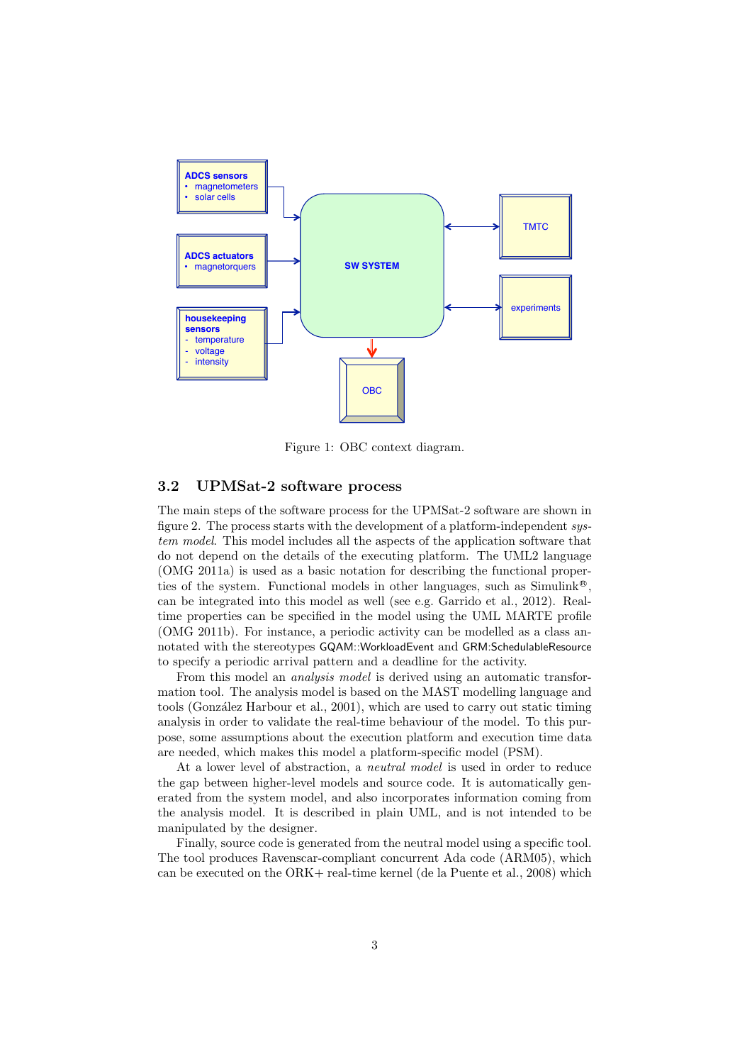ADCS sensors
- magnetometers
- solar cells

ADCS actuators
- magnetorquers

housekeeping sensors
- temperature
- voltage
- intensity

SW SYSTEM

TMTC

experiments

OBC

Figure 1: OBC context diagram.

### 3.2 UPMSat-2 software process

The main steps of the software process for the UPMSat-2 software are shown in figure 2. The process starts with the development of a platform-independent *system model*. This model includes all the aspects of the application software that do not depend on the details of the executing platform. The UML2 language (OMG 2011a) is used as a basic notation for describing the functional properties of the system. Functional models in other languages, such as Simulink®, can be integrated into this model as well (see e.g. Garrido et al., 2012). Real-time properties can be specified in the model using the UML MARTE profile (OMG 2011b). For instance, a periodic activity can be modelled as a class annotated with the stereotypes GQAM::WorkloadEvent and GRM:SchedulableResource to specify a periodic arrival pattern and a deadline for the activity.

From this model an *analysis model* is derived using an automatic transformation tool. The analysis model is based on the MAST modelling language and tools (González Harbour et al., 2001), which are used to carry out static timing analysis in order to validate the real-time behaviour of the model. To this purpose, some assumptions about the execution platform and execution time data are needed, which makes this model a platform-specific model (PSM).

At a lower level of abstraction, a *neutral model* is used in order to reduce the gap between higher-level models and source code. It is automatically generated from the system model, and also incorporates information coming from the analysis model. It is described in plain UML, and is not intended to be manipulated by the designer.

Finally, source code is generated from the neutral model using a specific tool. The tool produces Ravenscar-compliant concurrent Ada code (ARM05), which can be executed on the ORK+ real-time kernel (de la Puente et al., 2008) which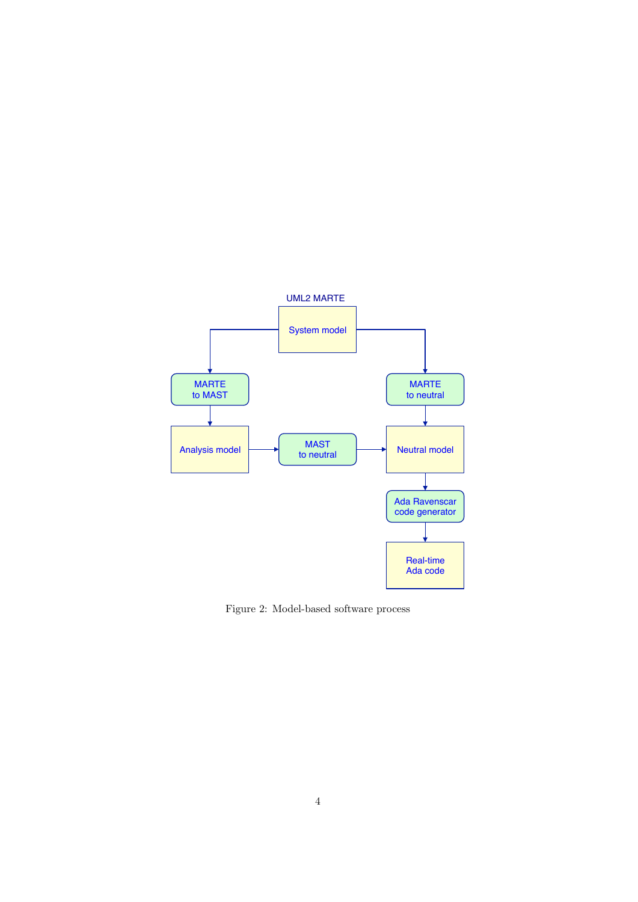UML2 MARTE

System model

MARTE to MAST

MARTE to neutral

Analysis model

MAST to neutral

Neutral model

Ada Ravenscar code generator

Real-time Ada code

Figure 2: Model-based software process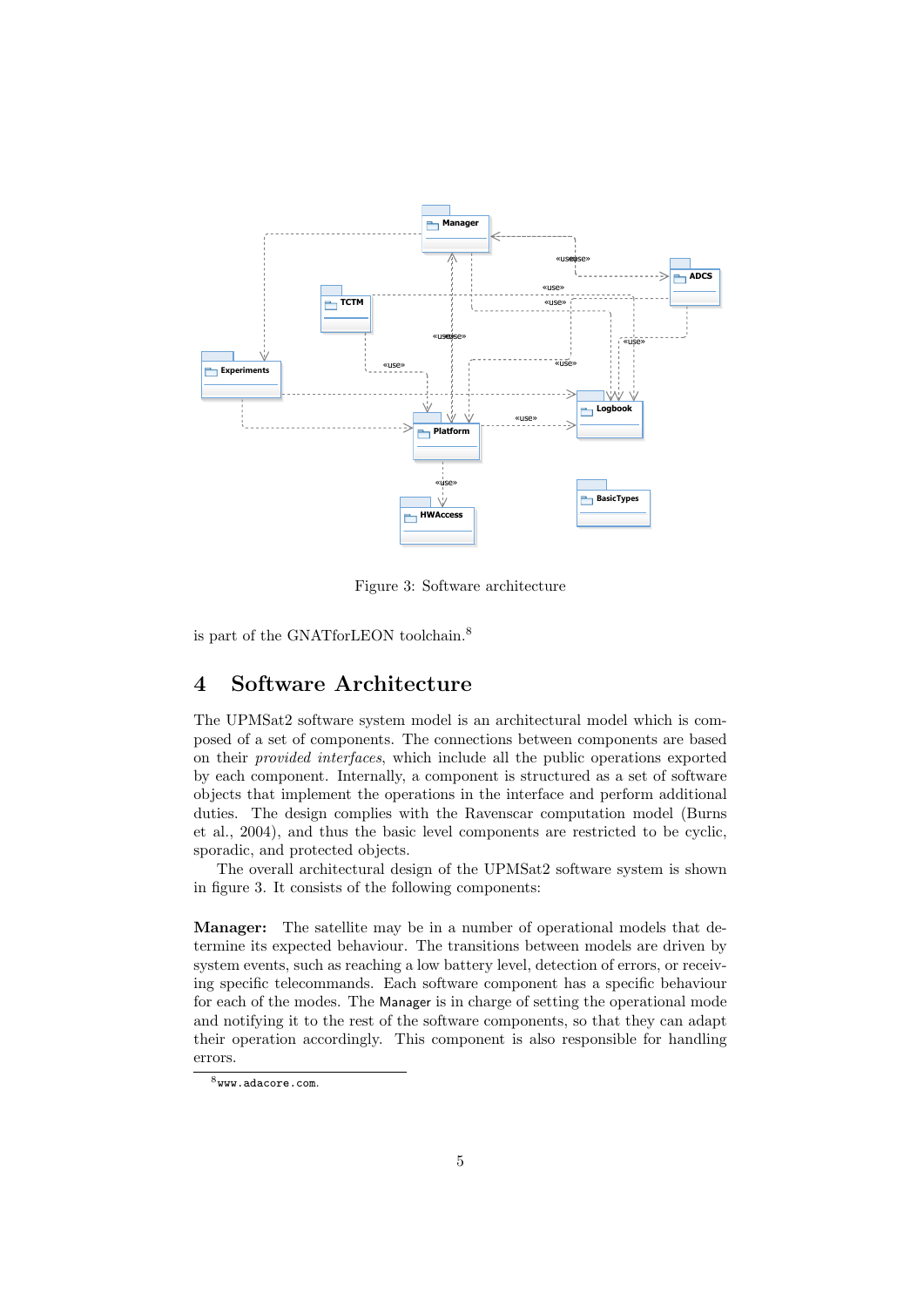Figure 3: Software architecture

is part of the GNATforLEON toolchain.[8]

# 4 Software Architecture

The UPMSat2 software system model is an architectural model which is composed of a set of components. The connections between components are based on their *provided interfaces*, which include all the public operations exported by each component. Internally, a component is structured as a set of software objects that implement the operations in the interface and perform additional duties. The design complies with the Ravenscar computation model (Burns et al., 2004), and thus the basic level components are restricted to be cyclic, sporadic, and protected objects.

The overall architectural design of the UPMSat2 software system is shown in figure 3. It consists of the following components:

**Manager:** The satellite may be in a number of operational models that determine its expected behaviour. The transitions between models are driven by system events, such as reaching a low battery level, detection of errors, or receiving specific telecommands. Each software component has a specific behaviour for each of the modes. The Manager is in charge of setting the operational mode and notifying it to the rest of the software components, so that they can adapt their operation accordingly. This component is also responsible for handling errors.

[8] www.adacore.com.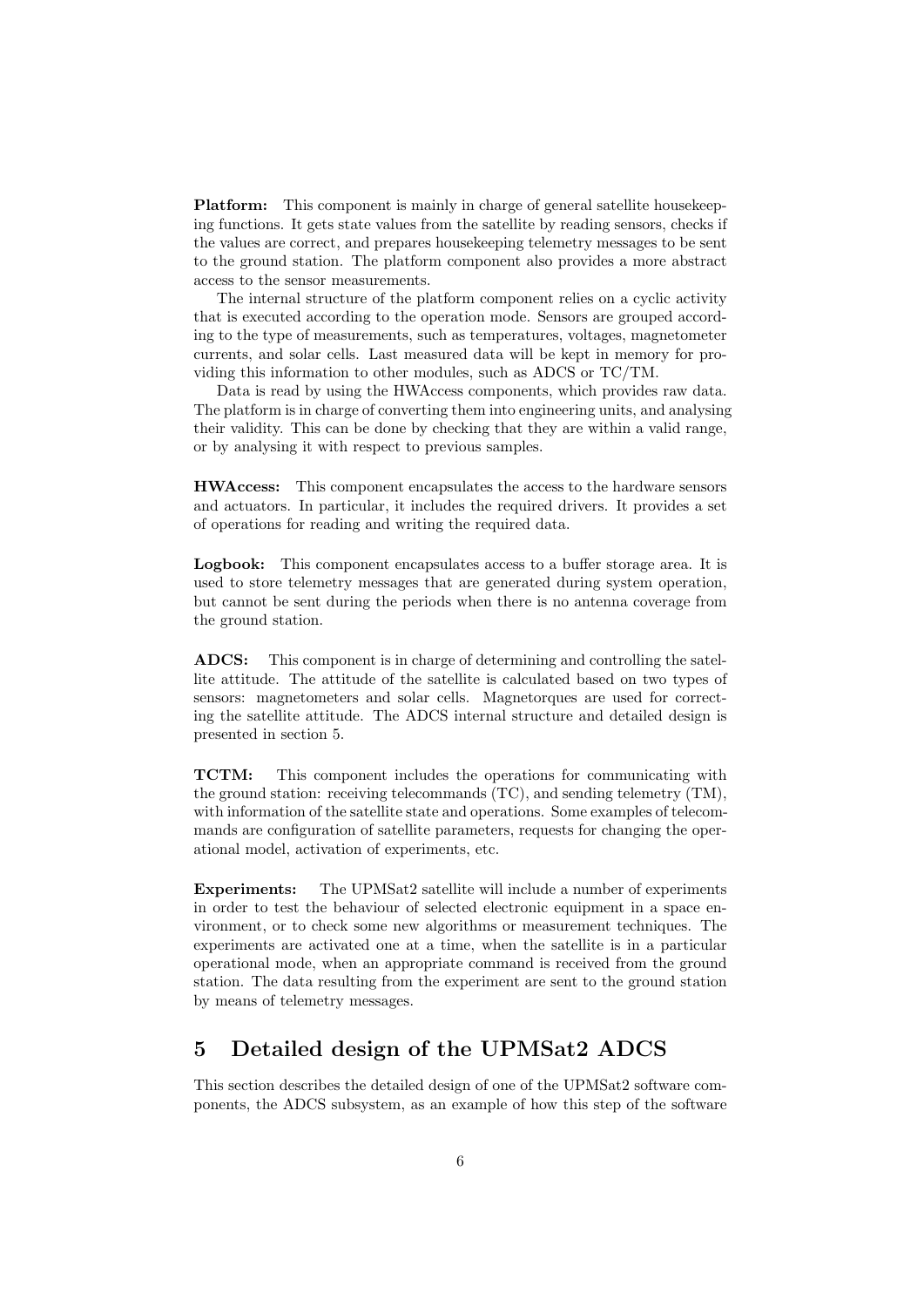**Platform:** This component is mainly in charge of general satellite housekeeping functions. It gets state values from the satellite by reading sensors, checks if the values are correct, and prepares housekeeping telemetry messages to be sent to the ground station. The platform component also provides a more abstract access to the sensor measurements.

The internal structure of the platform component relies on a cyclic activity that is executed according to the operation mode. Sensors are grouped according to the type of measurements, such as temperatures, voltages, magnetometer currents, and solar cells. Last measured data will be kept in memory for providing this information to other modules, such as ADCS or TC/TM.

Data is read by using the HWAccess components, which provides raw data. The platform is in charge of converting them into engineering units, and analysing their validity. This can be done by checking that they are within a valid range, or by analysing it with respect to previous samples.

**HWAccess:** This component encapsulates the access to the hardware sensors and actuators. In particular, it includes the required drivers. It provides a set of operations for reading and writing the required data.

**Logbook:** This component encapsulates access to a buffer storage area. It is used to store telemetry messages that are generated during system operation, but cannot be sent during the periods when there is no antenna coverage from the ground station.

**ADCS:** This component is in charge of determining and controlling the satellite attitude. The attitude of the satellite is calculated based on two types of sensors: magnetometers and solar cells. Magnetorques are used for correcting the satellite attitude. The ADCS internal structure and detailed design is presented in section 5.

**TCTM:** This component includes the operations for communicating with the ground station: receiving telecommands (TC), and sending telemetry (TM), with information of the satellite state and operations. Some examples of telecommands are configuration of satellite parameters, requests for changing the operational model, activation of experiments, etc.

**Experiments:** The UPMSat2 satellite will include a number of experiments in order to test the behaviour of selected electronic equipment in a space environment, or to check some new algorithms or measurement techniques. The experiments are activated one at a time, when the satellite is in a particular operational mode, when an appropriate command is received from the ground station. The data resulting from the experiment are sent to the ground station by means of telemetry messages.

## 5 Detailed design of the UPMSat2 ADCS

This section describes the detailed design of one of the UPMSat2 software components, the ADCS subsystem, as an example of how this step of the software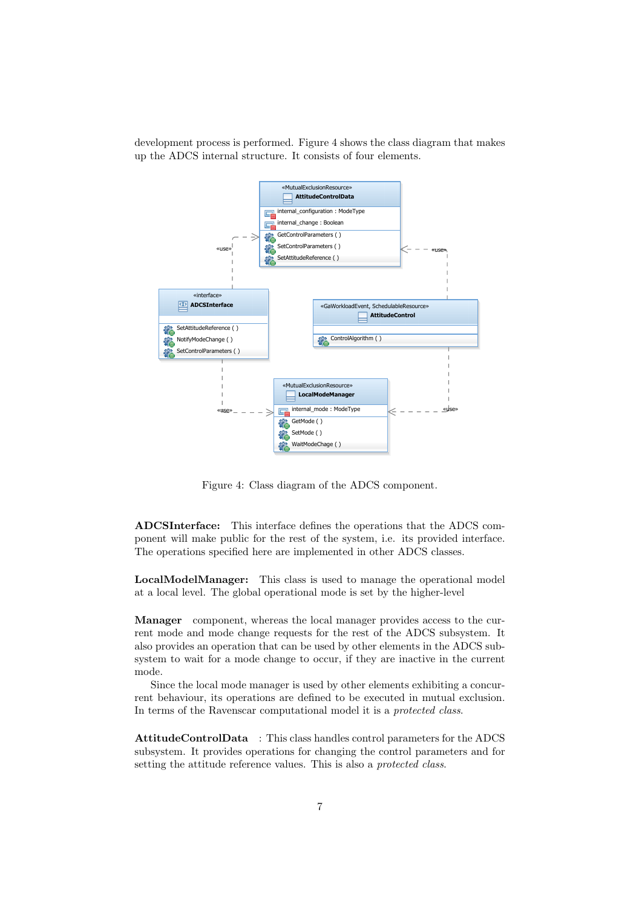development process is performed. Figure 4 shows the class diagram that makes up the ADCS internal structure. It consists of four elements.

Figure 4: Class diagram of the ADCS component.

**ADCSInterface:** This interface defines the operations that the ADCS component will make public for the rest of the system, i.e. its provided interface. The operations specified here are implemented in other ADCS classes.

**LocalModelManager:** This class is used to manage the operational model at a local level. The global operational mode is set by the higher-level

**Manager** component, whereas the local manager provides access to the current mode and mode change requests for the rest of the ADCS subsystem. It also provides an operation that can be used by other elements in the ADCS subsystem to wait for a mode change to occur, if they are inactive in the current mode.

Since the local mode manager is used by other elements exhibiting a concurrent behaviour, its operations are defined to be executed in mutual exclusion. In terms of the Ravenscar computational model it is a *protected class*.

**AttitudeControlData** : This class handles control parameters for the ADCS subsystem. It provides operations for changing the control parameters and for setting the attitude reference values. This is also a *protected class*.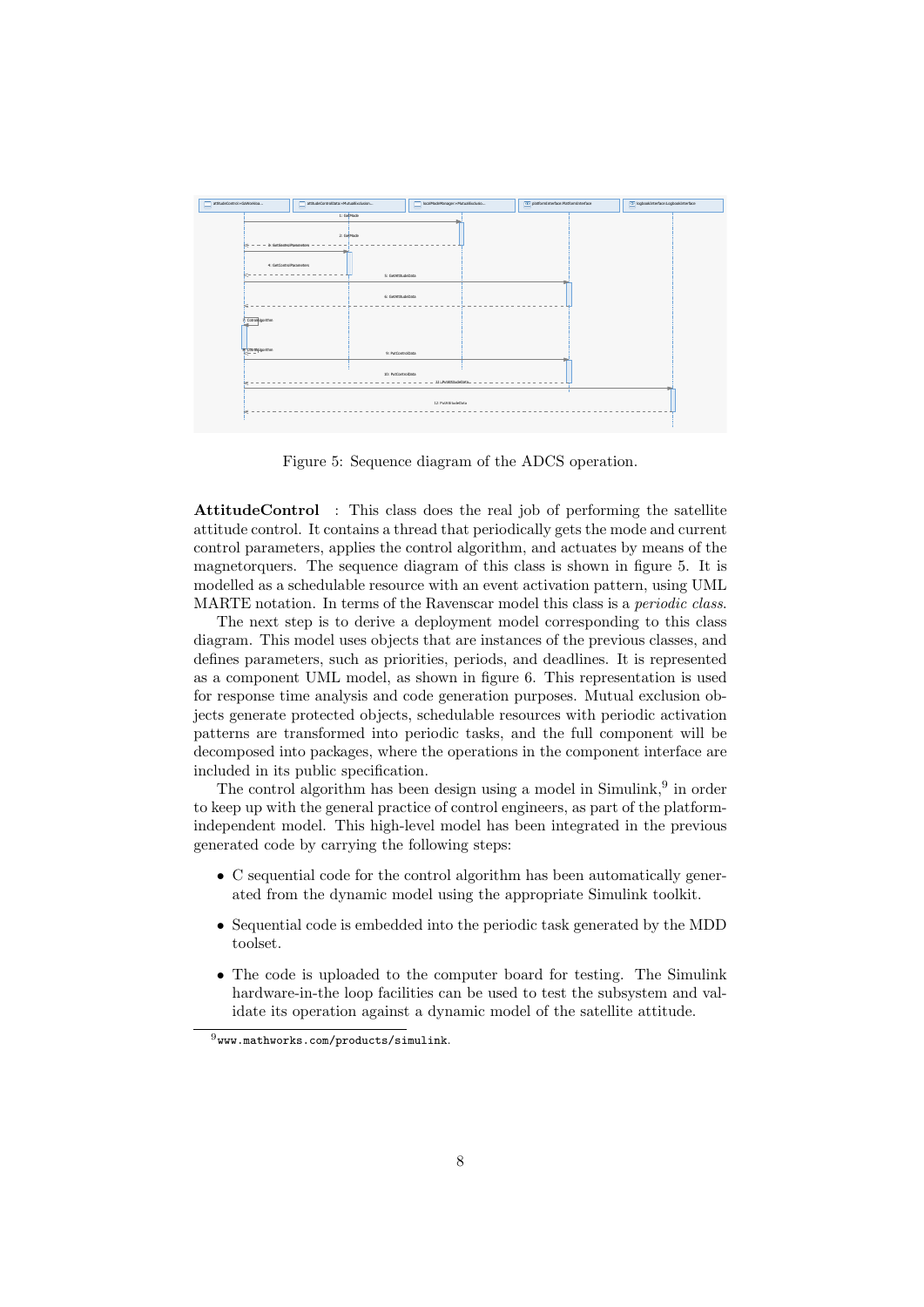Figure 5: Sequence diagram of the ADCS operation.

**AttitudeControl** : This class does the real job of performing the satellite attitude control. It contains a thread that periodically gets the mode and current control parameters, applies the control algorithm, and actuates by means of the magnetorquers. The sequence diagram of this class is shown in figure 5. It is modelled as a schedulable resource with an event activation pattern, using UML MARTE notation. In terms of the Ravenscar model this class is a *periodic class*.

The next step is to derive a deployment model corresponding to this class diagram. This model uses objects that are instances of the previous classes, and defines parameters, such as priorities, periods, and deadlines. It is represented as a component UML model, as shown in figure 6. This representation is used for response time analysis and code generation purposes. Mutual exclusion objects generate protected objects, schedulable resources with periodic activation patterns are transformed into periodic tasks, and the full component will be decomposed into packages, where the operations in the component interface are included in its public specification.

The control algorithm has been design using a model in Simulink,[9] in order to keep up with the general practice of control engineers, as part of the platform-independent model. This high-level model has been integrated in the previous generated code by carrying the following steps:

- C sequential code for the control algorithm has been automatically generated from the dynamic model using the appropriate Simulink toolkit.
- Sequential code is embedded into the periodic task generated by the MDD toolset.
- The code is uploaded to the computer board for testing. The Simulink hardware-in-the loop facilities can be used to test the subsystem and validate its operation against a dynamic model of the satellite attitude.

[9] `www.mathworks.com/products/simulink`.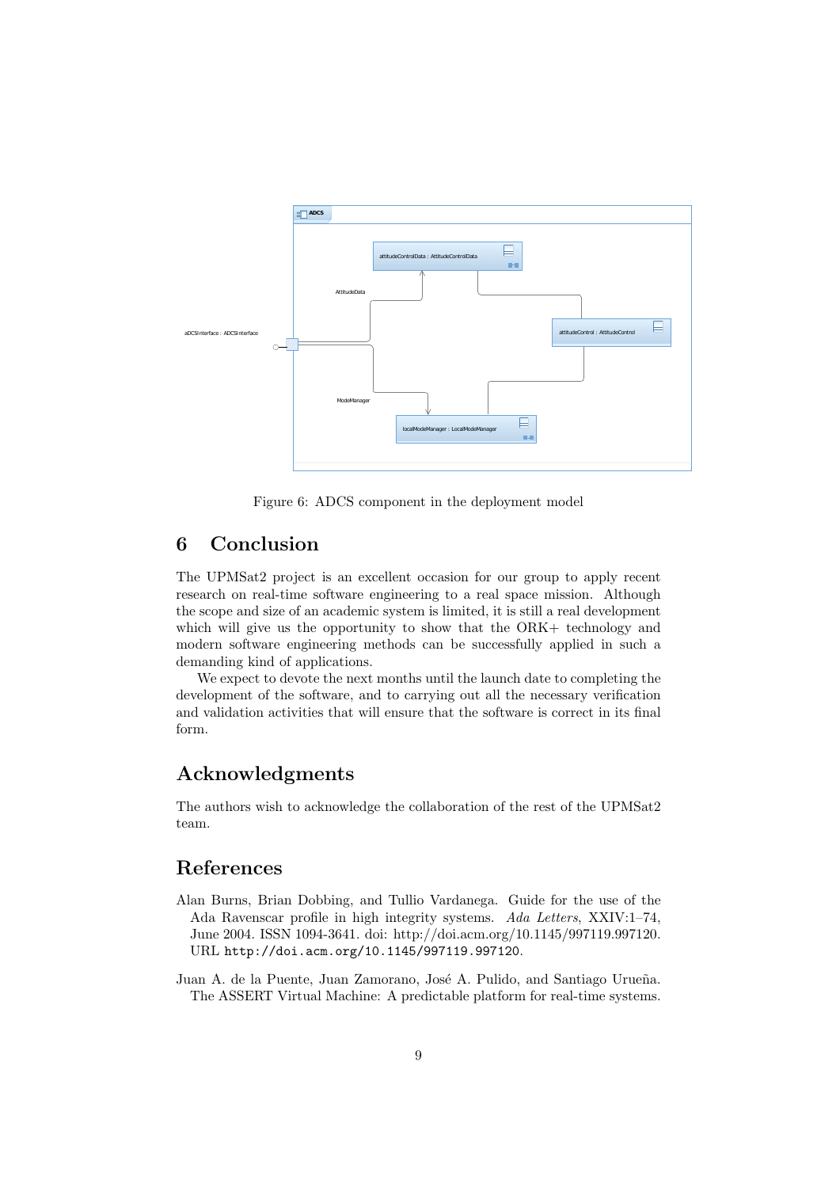Figure 6: ADCS component in the deployment model

## 6 Conclusion

The UPMSat2 project is an excellent occasion for our group to apply recent research on real-time software engineering to a real space mission. Although the scope and size of an academic system is limited, it is still a real development which will give us the opportunity to show that the ORK+ technology and modern software engineering methods can be successfully applied in such a demanding kind of applications.

We expect to devote the next months until the launch date to completing the development of the software, and to carrying out all the necessary verification and validation activities that will ensure that the software is correct in its final form.

## Acknowledgments

The authors wish to acknowledge the collaboration of the rest of the UPMSat2 team.

## References

Alan Burns, Brian Dobbing, and Tullio Vardanega. Guide for the use of the Ada Ravenscar profile in high integrity systems. *Ada Letters*, XXIV:1–74, June 2004. ISSN 1094-3641. doi: http://doi.acm.org/10.1145/997119.997120. URL `http://doi.acm.org/10.1145/997119.997120`.

Juan A. de la Puente, Juan Zamorano, José A. Pulido, and Santiago Urueña. The ASSERT Virtual Machine: A predictable platform for real-time systems.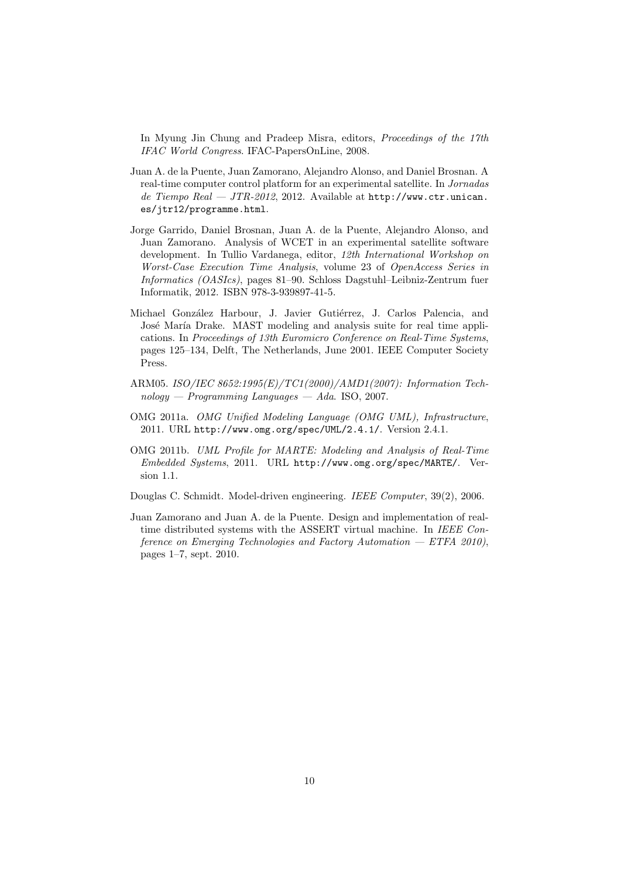In Myung Jin Chung and Pradeep Misra, editors, *Proceedings of the 17th IFAC World Congress*. IFAC-PapersOnLine, 2008.

Juan A. de la Puente, Juan Zamorano, Alejandro Alonso, and Daniel Brosnan. A real-time computer control platform for an experimental satellite. In *Jornadas de Tiempo Real — JTR-2012*, 2012. Available at http://www.ctr.unican.es/jtr12/programme.html.

Jorge Garrido, Daniel Brosnan, Juan A. de la Puente, Alejandro Alonso, and Juan Zamorano. Analysis of WCET in an experimental satellite software development. In Tullio Vardanega, editor, *12th International Workshop on Worst-Case Execution Time Analysis*, volume 23 of *OpenAccess Series in Informatics (OASIcs)*, pages 81–90. Schloss Dagstuhl–Leibniz-Zentrum fuer Informatik, 2012. ISBN 978-3-939897-41-5.

Michael González Harbour, J. Javier Gutiérrez, J. Carlos Palencia, and José María Drake. MAST modeling and analysis suite for real time applications. In *Proceedings of 13th Euromicro Conference on Real-Time Systems*, pages 125–134, Delft, The Netherlands, June 2001. IEEE Computer Society Press.

ARM05. *ISO/IEC 8652:1995(E)/TC1(2000)/AMD1(2007): Information Technology — Programming Languages — Ada*. ISO, 2007.

OMG 2011a. *OMG Unified Modeling Language (OMG UML), Infrastructure*, 2011. URL http://www.omg.org/spec/UML/2.4.1/. Version 2.4.1.

OMG 2011b. *UML Profile for MARTE: Modeling and Analysis of Real-Time Embedded Systems*, 2011. URL http://www.omg.org/spec/MARTE/. Version 1.1.

Douglas C. Schmidt. Model-driven engineering. *IEEE Computer*, 39(2), 2006.

Juan Zamorano and Juan A. de la Puente. Design and implementation of real-time distributed systems with the ASSERT virtual machine. In *IEEE Conference on Emerging Technologies and Factory Automation — ETFA 2010)*, pages 1–7, sept. 2010.